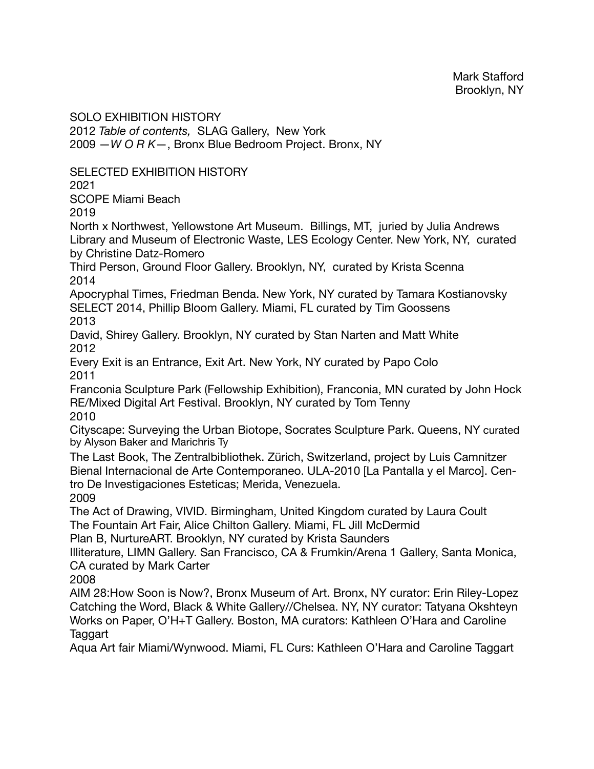Mark Stafford
Brooklyn, NY

SOLO EXHIBITION HISTORY
2012 *Table of contents,* SLAG Gallery, New York
2009 —*W O R K*—, Bronx Blue Bedroom Project. Bronx, NY

SELECTED EXHIBITION HISTORY
2021
SCOPE Miami Beach
2019
North x Northwest, Yellowstone Art Museum. Billings, MT, juried by Julia Andrews
Library and Museum of Electronic Waste, LES Ecology Center. New York, NY, curated by Christine Datz-Romero
Third Person, Ground Floor Gallery. Brooklyn, NY, curated by Krista Scenna
2014
Apocryphal Times, Friedman Benda. New York, NY curated by Tamara Kostianovsky
SELECT 2014, Phillip Bloom Gallery. Miami, FL curated by Tim Goossens
2013
David, Shirey Gallery. Brooklyn, NY curated by Stan Narten and Matt White
2012
Every Exit is an Entrance, Exit Art. New York, NY curated by Papo Colo
2011
Franconia Sculpture Park (Fellowship Exhibition), Franconia, MN curated by John Hock
RE/Mixed Digital Art Festival. Brooklyn, NY curated by Tom Tenny
2010
Cityscape: Surveying the Urban Biotope, Socrates Sculpture Park. Queens, NY curated by Alyson Baker and Marichris Ty
The Last Book, The Zentralbibliothek. Zürich, Switzerland, project by Luis Camnitzer
Bienal Internacional de Arte Contemporaneo. ULA-2010 [La Pantalla y el Marco]. Centro De Investigaciones Esteticas; Merida, Venezuela.
2009
The Act of Drawing, VIVID. Birmingham, United Kingdom curated by Laura Coult
The Fountain Art Fair, Alice Chilton Gallery. Miami, FL Jill McDermid
Plan B, NurtureART. Brooklyn, NY curated by Krista Saunders
Illiterature, LIMN Gallery. San Francisco, CA & Frumkin/Arena 1 Gallery, Santa Monica, CA curated by Mark Carter
2008
AIM 28:How Soon is Now?, Bronx Museum of Art. Bronx, NY curator: Erin Riley-Lopez
Catching the Word, Black & White Gallery//Chelsea. NY, NY curator: Tatyana Okshteyn
Works on Paper, O'H+T Gallery. Boston, MA curators: Kathleen O'Hara and Caroline Taggart
Aqua Art fair Miami/Wynwood. Miami, FL Curs: Kathleen O'Hara and Caroline Taggart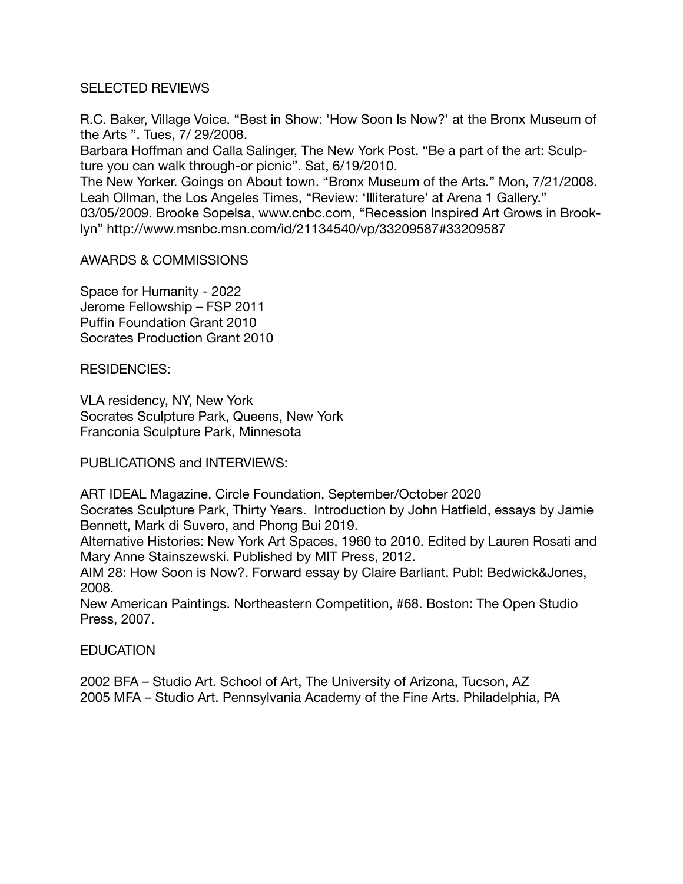## SELECTED REVIEWS

R.C. Baker, Village Voice. "Best in Show: 'How Soon Is Now?' at the Bronx Museum of the Arts ". Tues, 7/ 29/2008.
Barbara Hoffman and Calla Salinger, The New York Post. "Be a part of the art: Sculpture you can walk through-or picnic". Sat, 6/19/2010.
The New Yorker. Goings on About town. "Bronx Museum of the Arts." Mon, 7/21/2008.
Leah Ollman, the Los Angeles Times, "Review: 'Illiterature' at Arena 1 Gallery." 03/05/2009. Brooke Sopelsa, www.cnbc.com, "Recession Inspired Art Grows in Brooklyn" http://www.msnbc.msn.com/id/21134540/vp/33209587#33209587

## AWARDS & COMMISSIONS

Space for Humanity - 2022
Jerome Fellowship – FSP 2011
Puffin Foundation Grant 2010
Socrates Production Grant 2010

## RESIDENCIES:

VLA residency, NY, New York
Socrates Sculpture Park, Queens, New York
Franconia Sculpture Park, Minnesota

## PUBLICATIONS and INTERVIEWS:

ART IDEAL Magazine, Circle Foundation, September/October 2020
Socrates Sculpture Park, Thirty Years. Introduction by John Hatfield, essays by Jamie Bennett, Mark di Suvero, and Phong Bui 2019.
Alternative Histories: New York Art Spaces, 1960 to 2010. Edited by Lauren Rosati and Mary Anne Stainszewski. Published by MIT Press, 2012.
AIM 28: How Soon is Now?. Forward essay by Claire Barliant. Publ: Bedwick&Jones, 2008.
New American Paintings. Northeastern Competition, #68. Boston: The Open Studio Press, 2007.

## EDUCATION

2002 BFA – Studio Art. School of Art, The University of Arizona, Tucson, AZ
2005 MFA – Studio Art. Pennsylvania Academy of the Fine Arts. Philadelphia, PA